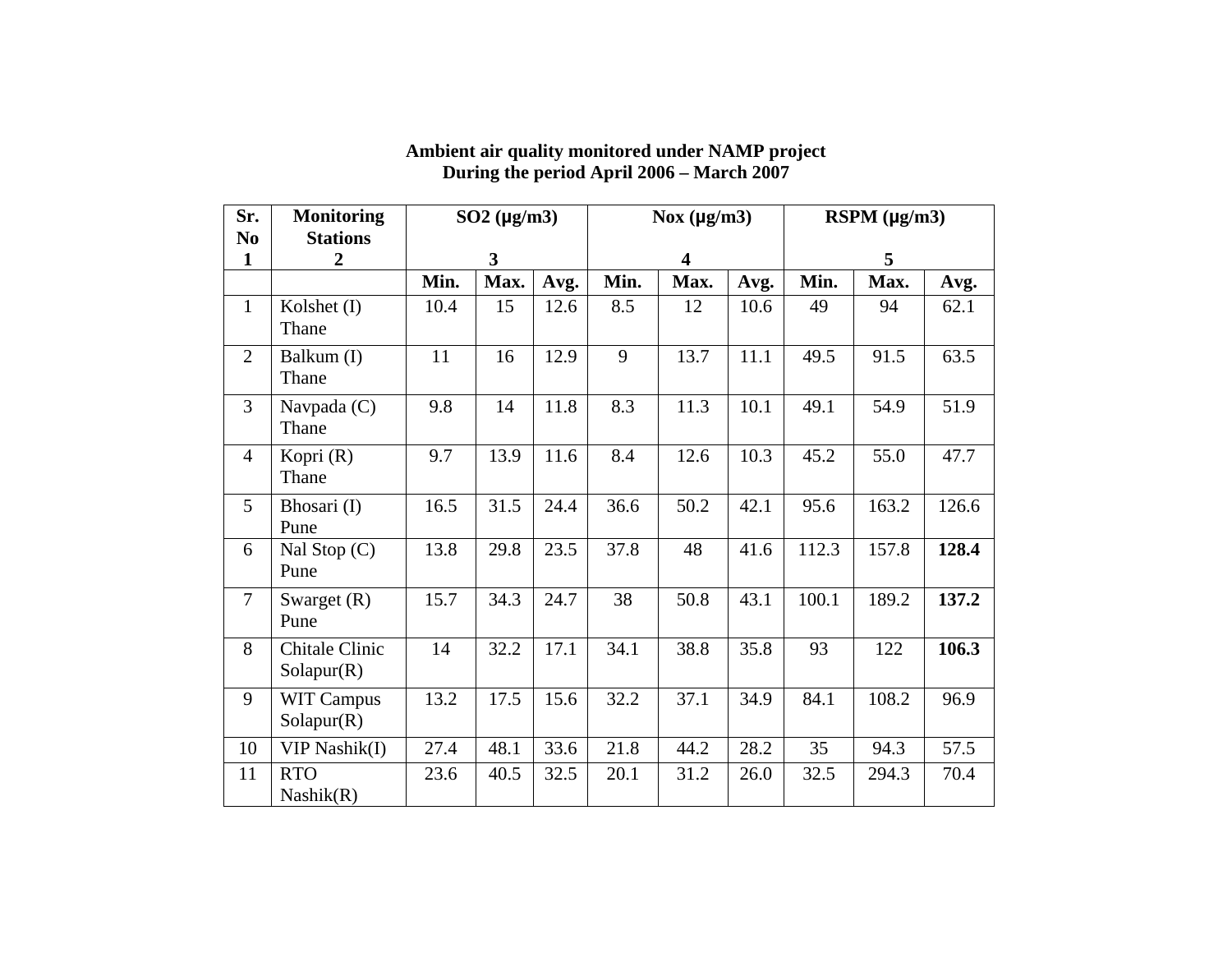**Ambient air quality monitored under NAMP project**
**During the period April 2006 – March 2007**

| Sr. No 1 | Monitoring Stations 2 | $SO_2$ (µg/m3) 3 | | | Nox (µg/m3) 4 | | | RSPM (µg/m3) 5 | | |
|---|---|---|---|---|---|---|---|---|---|---|
| | | **Min.** | **Max.** | **Avg.** | **Min.** | **Max.** | **Avg.** | **Min.** | **Max.** | **Avg.** |
| 1 | Kolshet (I) Thane | 10.4 | 15 | 12.6 | 8.5 | 12 | 10.6 | 49 | 94 | 62.1 |
| 2 | Balkum (I) Thane | 11 | 16 | 12.9 | 9 | 13.7 | 11.1 | 49.5 | 91.5 | 63.5 |
| 3 | Navpada (C) Thane | 9.8 | 14 | 11.8 | 8.3 | 11.3 | 10.1 | 49.1 | 54.9 | 51.9 |
| 4 | Kopri (R) Thane | 9.7 | 13.9 | 11.6 | 8.4 | 12.6 | 10.3 | 45.2 | 55.0 | 47.7 |
| 5 | Bhosari (I) Pune | 16.5 | 31.5 | 24.4 | 36.6 | 50.2 | 42.1 | 95.6 | 163.2 | 126.6 |
| 6 | Nal Stop (C) Pune | 13.8 | 29.8 | 23.5 | 37.8 | 48 | 41.6 | 112.3 | 157.8 | **128.4** |
| 7 | Swarget (R) Pune | 15.7 | 34.3 | 24.7 | 38 | 50.8 | 43.1 | 100.1 | 189.2 | **137.2** |
| 8 | Chitale Clinic Solapur(R) | 14 | 32.2 | 17.1 | 34.1 | 38.8 | 35.8 | 93 | 122 | **106.3** |
| 9 | WIT Campus Solapur(R) | 13.2 | 17.5 | 15.6 | 32.2 | 37.1 | 34.9 | 84.1 | 108.2 | 96.9 |
| 10 | VIP Nashik(I) | 27.4 | 48.1 | 33.6 | 21.8 | 44.2 | 28.2 | 35 | 94.3 | 57.5 |
| 11 | RTO Nashik(R) | 23.6 | 40.5 | 32.5 | 20.1 | 31.2 | 26.0 | 32.5 | 294.3 | 70.4 |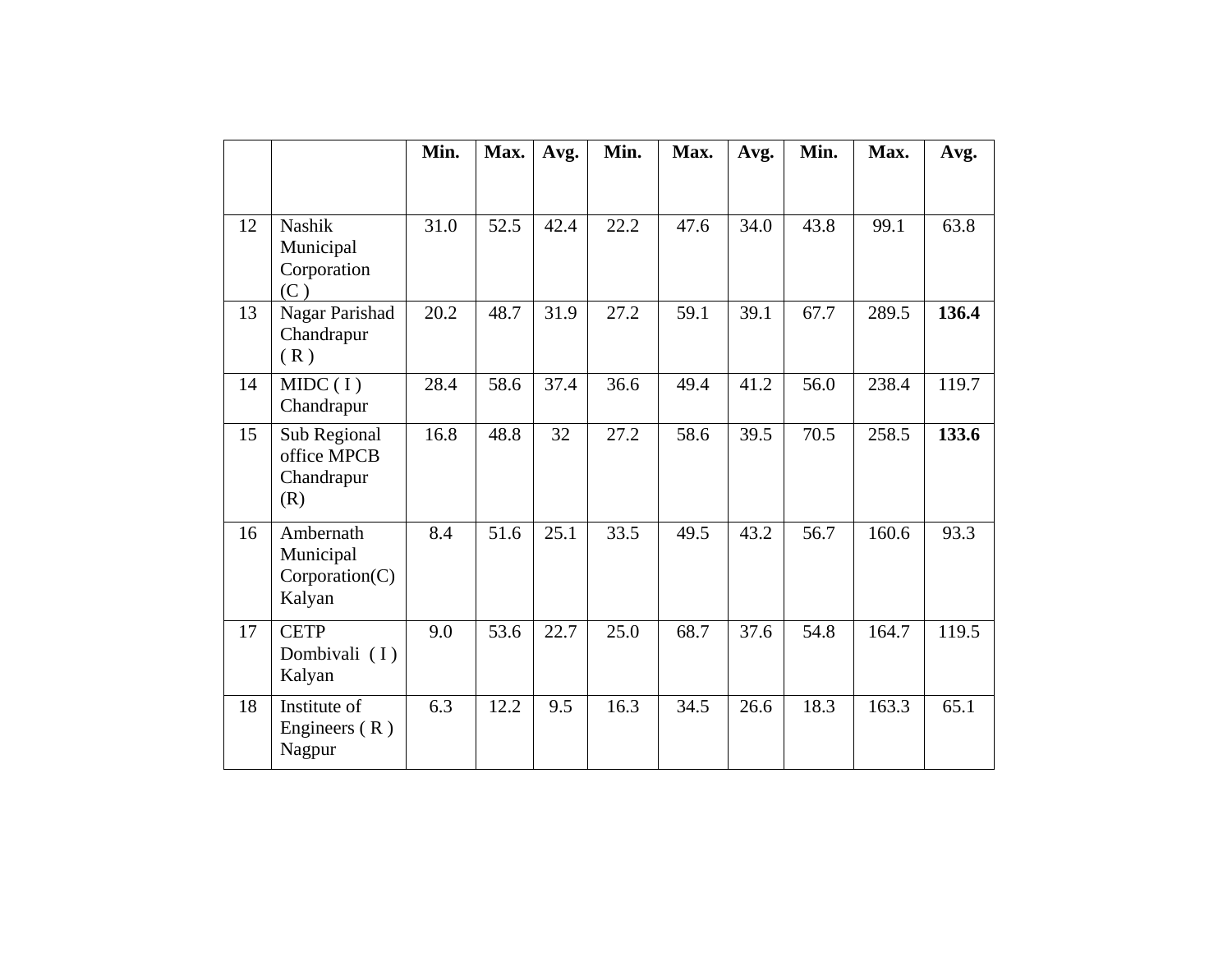| | | Min. | Max. | Avg. | Min. | Max. | Avg. | Min. | Max. | Avg. |
|---|---|---|---|---|---|---|---|---|---|---|
| 12 | Nashik Municipal Corporation (C ) | 31.0 | 52.5 | 42.4 | 22.2 | 47.6 | 34.0 | 43.8 | 99.1 | 63.8 |
| 13 | Nagar Parishad Chandrapur ( R ) | 20.2 | 48.7 | 31.9 | 27.2 | 59.1 | 39.1 | 67.7 | 289.5 | **136.4** |
| 14 | MIDC ( I ) Chandrapur | 28.4 | 58.6 | 37.4 | 36.6 | 49.4 | 41.2 | 56.0 | 238.4 | 119.7 |
| 15 | Sub Regional office MPCB Chandrapur (R) | 16.8 | 48.8 | 32 | 27.2 | 58.6 | 39.5 | 70.5 | 258.5 | **133.6** |
| 16 | Ambernath Municipal Corporation(C) Kalyan | 8.4 | 51.6 | 25.1 | 33.5 | 49.5 | 43.2 | 56.7 | 160.6 | 93.3 |
| 17 | CETP Dombivali ( I ) Kalyan | 9.0 | 53.6 | 22.7 | 25.0 | 68.7 | 37.6 | 54.8 | 164.7 | 119.5 |
| 18 | Institute of Engineers ( R ) Nagpur | 6.3 | 12.2 | 9.5 | 16.3 | 34.5 | 26.6 | 18.3 | 163.3 | 65.1 |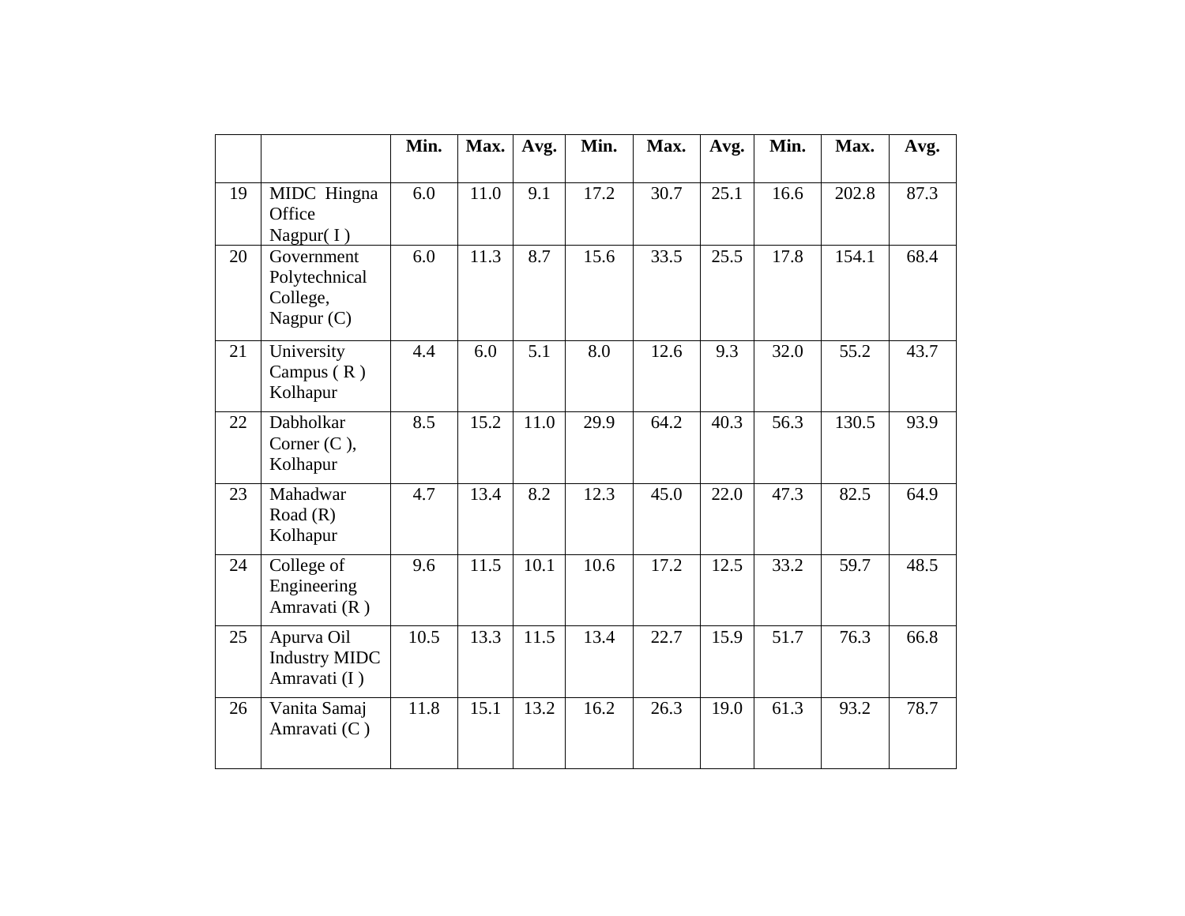| | | Min. | Max. | Avg. | Min. | Max. | Avg. | Min. | Max. | Avg. |
|---|---|---|---|---|---|---|---|---|---|---|
| 19 | MIDC Hingna Office Nagpur( I ) | 6.0 | 11.0 | 9.1 | 17.2 | 30.7 | 25.1 | 16.6 | 202.8 | 87.3 |
| 20 | Government Polytechnical College, Nagpur (C) | 6.0 | 11.3 | 8.7 | 15.6 | 33.5 | 25.5 | 17.8 | 154.1 | 68.4 |
| 21 | University Campus ( R ) Kolhapur | 4.4 | 6.0 | 5.1 | 8.0 | 12.6 | 9.3 | 32.0 | 55.2 | 43.7 |
| 22 | Dabholkar Corner (C ), Kolhapur | 8.5 | 15.2 | 11.0 | 29.9 | 64.2 | 40.3 | 56.3 | 130.5 | 93.9 |
| 23 | Mahadwar Road (R) Kolhapur | 4.7 | 13.4 | 8.2 | 12.3 | 45.0 | 22.0 | 47.3 | 82.5 | 64.9 |
| 24 | College of Engineering Amravati (R ) | 9.6 | 11.5 | 10.1 | 10.6 | 17.2 | 12.5 | 33.2 | 59.7 | 48.5 |
| 25 | Apurva Oil Industry MIDC Amravati (I ) | 10.5 | 13.3 | 11.5 | 13.4 | 22.7 | 15.9 | 51.7 | 76.3 | 66.8 |
| 26 | Vanita Samaj Amravati (C ) | 11.8 | 15.1 | 13.2 | 16.2 | 26.3 | 19.0 | 61.3 | 93.2 | 78.7 |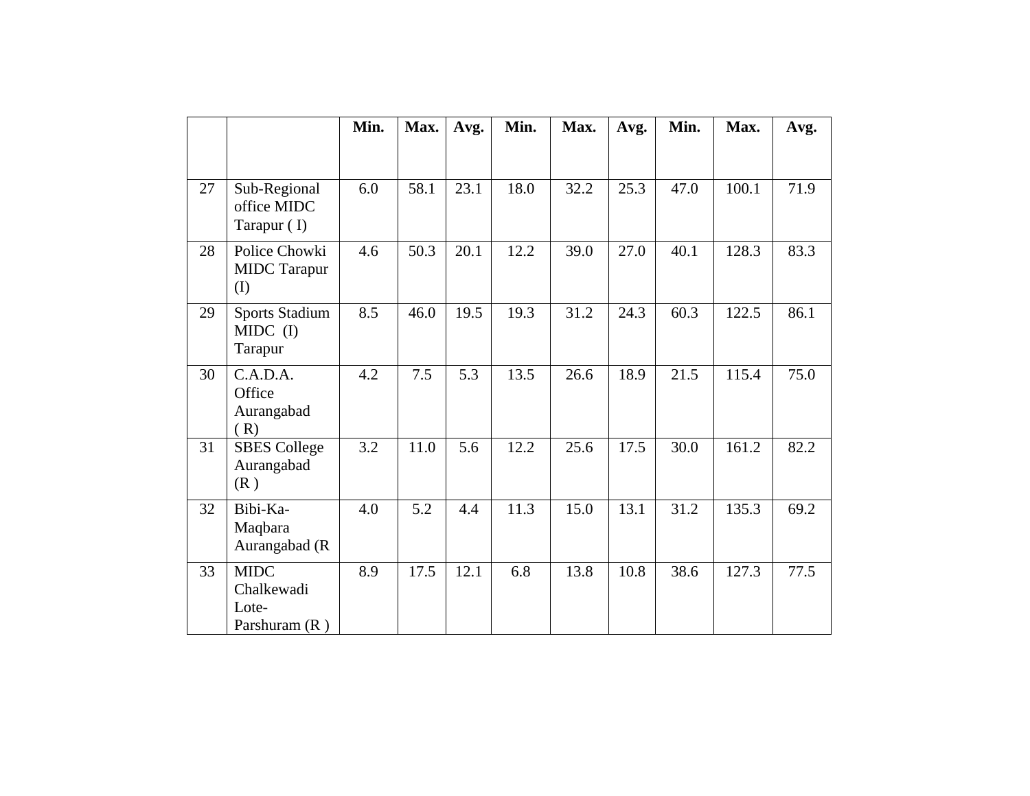| | | Min. | Max. | Avg. | Min. | Max. | Avg. | Min. | Max. | Avg. |
|---|---|---|---|---|---|---|---|---|---|---|
| 27 | Sub-Regional office MIDC Tarapur ( I) | 6.0 | 58.1 | 23.1 | 18.0 | 32.2 | 25.3 | 47.0 | 100.1 | 71.9 |
| 28 | Police Chowki MIDC Tarapur (I) | 4.6 | 50.3 | 20.1 | 12.2 | 39.0 | 27.0 | 40.1 | 128.3 | 83.3 |
| 29 | Sports Stadium MIDC (I) Tarapur | 8.5 | 46.0 | 19.5 | 19.3 | 31.2 | 24.3 | 60.3 | 122.5 | 86.1 |
| 30 | C.A.D.A. Office Aurangabad ( R) | 4.2 | 7.5 | 5.3 | 13.5 | 26.6 | 18.9 | 21.5 | 115.4 | 75.0 |
| 31 | SBES College Aurangabad (R ) | 3.2 | 11.0 | 5.6 | 12.2 | 25.6 | 17.5 | 30.0 | 161.2 | 82.2 |
| 32 | Bibi-Ka-Maqbara Aurangabad (R | 4.0 | 5.2 | 4.4 | 11.3 | 15.0 | 13.1 | 31.2 | 135.3 | 69.2 |
| 33 | MIDC Chalkewadi Lote-Parshuram (R ) | 8.9 | 17.5 | 12.1 | 6.8 | 13.8 | 10.8 | 38.6 | 127.3 | 77.5 |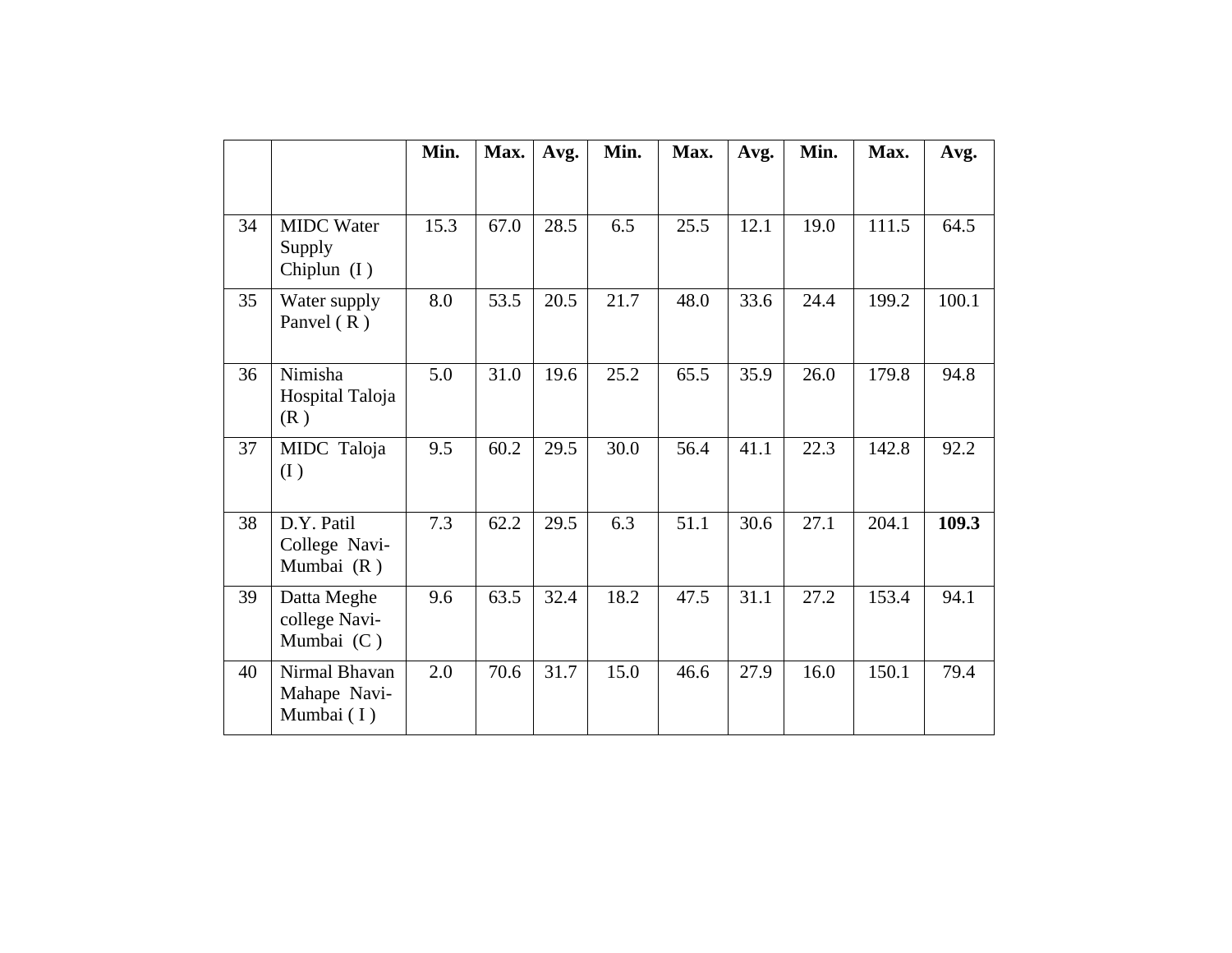| | | Min. | Max. | Avg. | Min. | Max. | Avg. | Min. | Max. | Avg. |
|---|---|---|---|---|---|---|---|---|---|---|
| 34 | MIDC Water Supply Chiplun (I ) | 15.3 | 67.0 | 28.5 | 6.5 | 25.5 | 12.1 | 19.0 | 111.5 | 64.5 |
| 35 | Water supply Panvel ( R ) | 8.0 | 53.5 | 20.5 | 21.7 | 48.0 | 33.6 | 24.4 | 199.2 | 100.1 |
| 36 | Nimisha Hospital Taloja (R ) | 5.0 | 31.0 | 19.6 | 25.2 | 65.5 | 35.9 | 26.0 | 179.8 | 94.8 |
| 37 | MIDC Taloja (I ) | 9.5 | 60.2 | 29.5 | 30.0 | 56.4 | 41.1 | 22.3 | 142.8 | 92.2 |
| 38 | D.Y. Patil College Navi-Mumbai (R ) | 7.3 | 62.2 | 29.5 | 6.3 | 51.1 | 30.6 | 27.1 | 204.1 | **109.3** |
| 39 | Datta Meghe college Navi-Mumbai (C ) | 9.6 | 63.5 | 32.4 | 18.2 | 47.5 | 31.1 | 27.2 | 153.4 | 94.1 |
| 40 | Nirmal Bhavan Mahape Navi-Mumbai ( I ) | 2.0 | 70.6 | 31.7 | 15.0 | 46.6 | 27.9 | 16.0 | 150.1 | 79.4 |